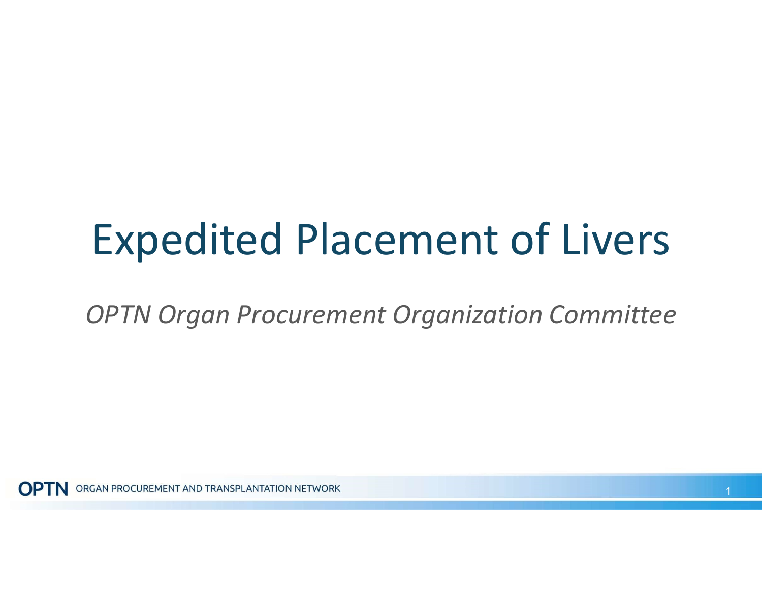# Expedited Placement of Livers

*OPTN Organ Procurement Organization Committee*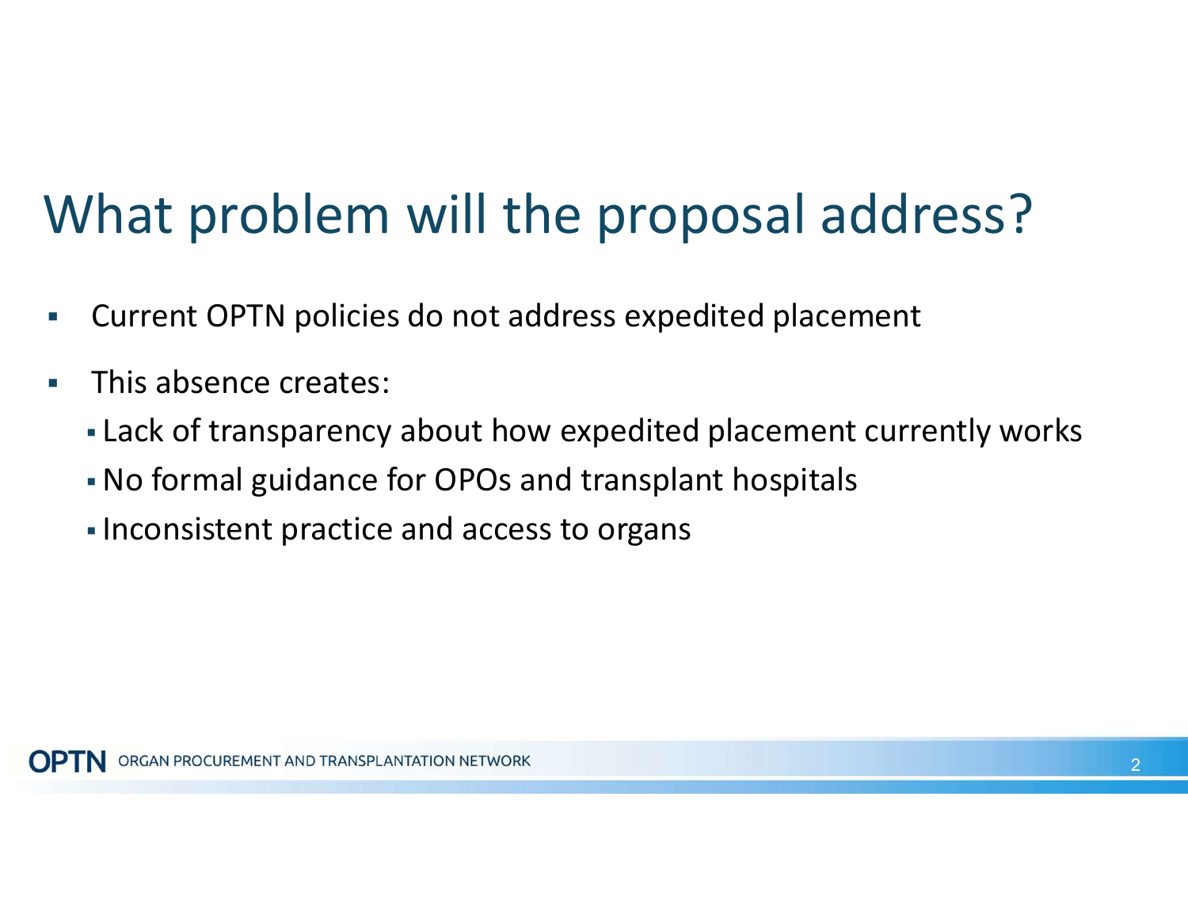# What problem will the proposal address?

- Current OPTN policies do not address expedited placement
- This absence creates:
  - Lack of transparency about how expedited placement currently works
  - No formal guidance for OPOs and transplant hospitals
  - Inconsistent practice and access to organs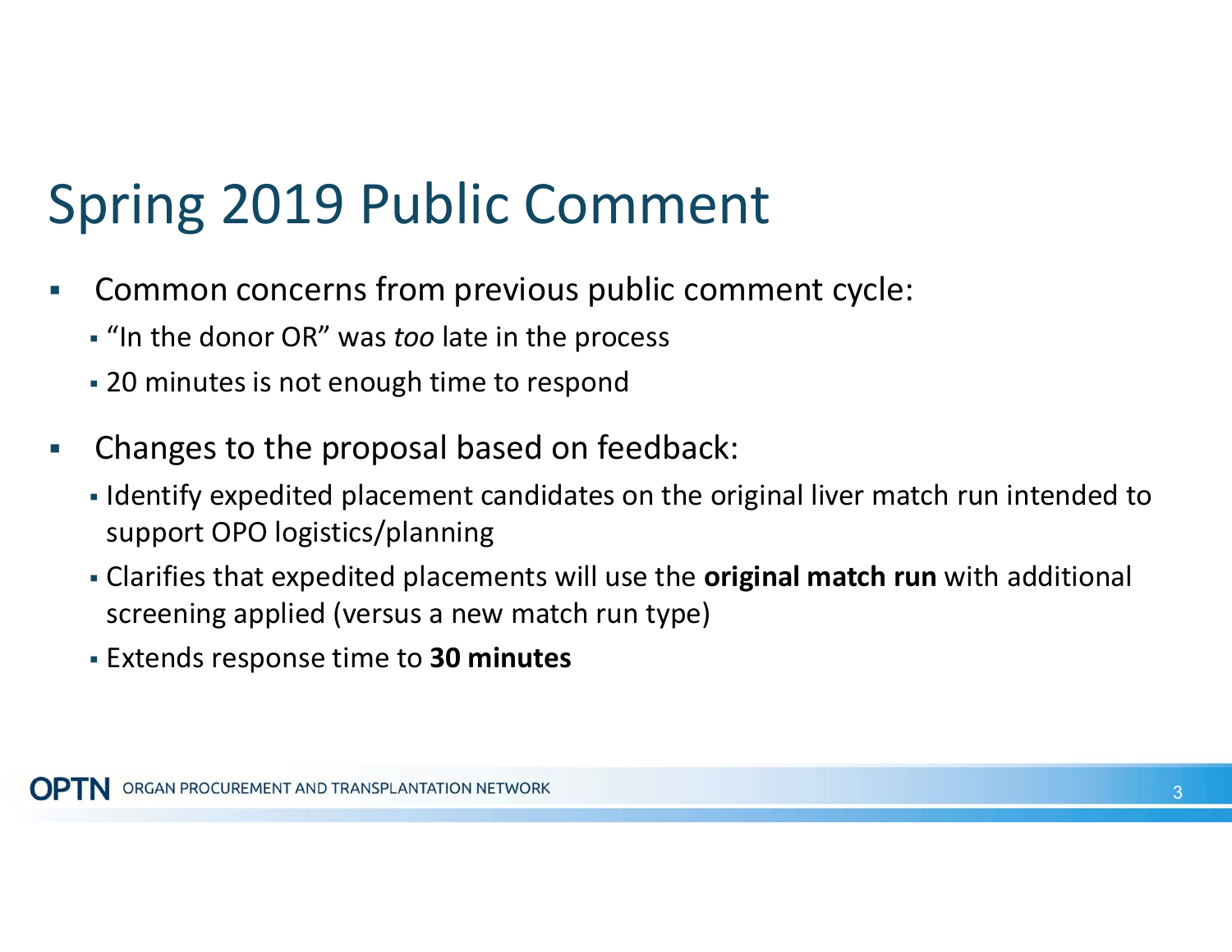# Spring 2019 Public Comment

- Common concerns from previous public comment cycle:
  - "In the donor OR" was *too* late in the process
  - 20 minutes is not enough time to respond
- Changes to the proposal based on feedback:
  - Identify expedited placement candidates on the original liver match run intended to support OPO logistics/planning
  - Clarifies that expedited placements will use the **original match run** with additional screening applied (versus a new match run type)
  - Extends response time to **30 minutes**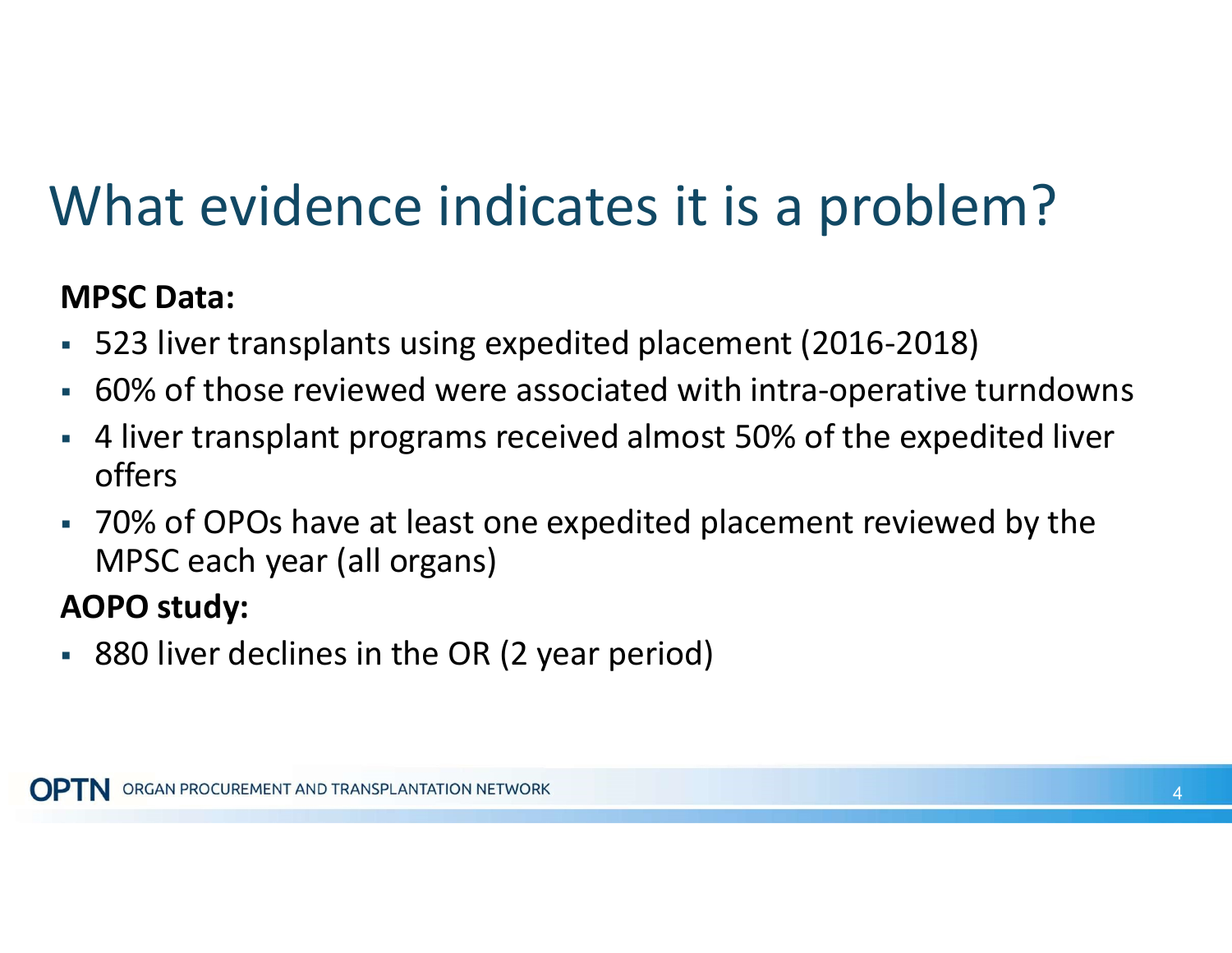# What evidence indicates it is a problem?

**MPSC Data:**

- 523 liver transplants using expedited placement (2016-2018)
- 60% of those reviewed were associated with intra-operative turndowns
- 4 liver transplant programs received almost 50% of the expedited liver offers
- 70% of OPOs have at least one expedited placement reviewed by the MPSC each year (all organs)

**AOPO study:**

- 880 liver declines in the OR (2 year period)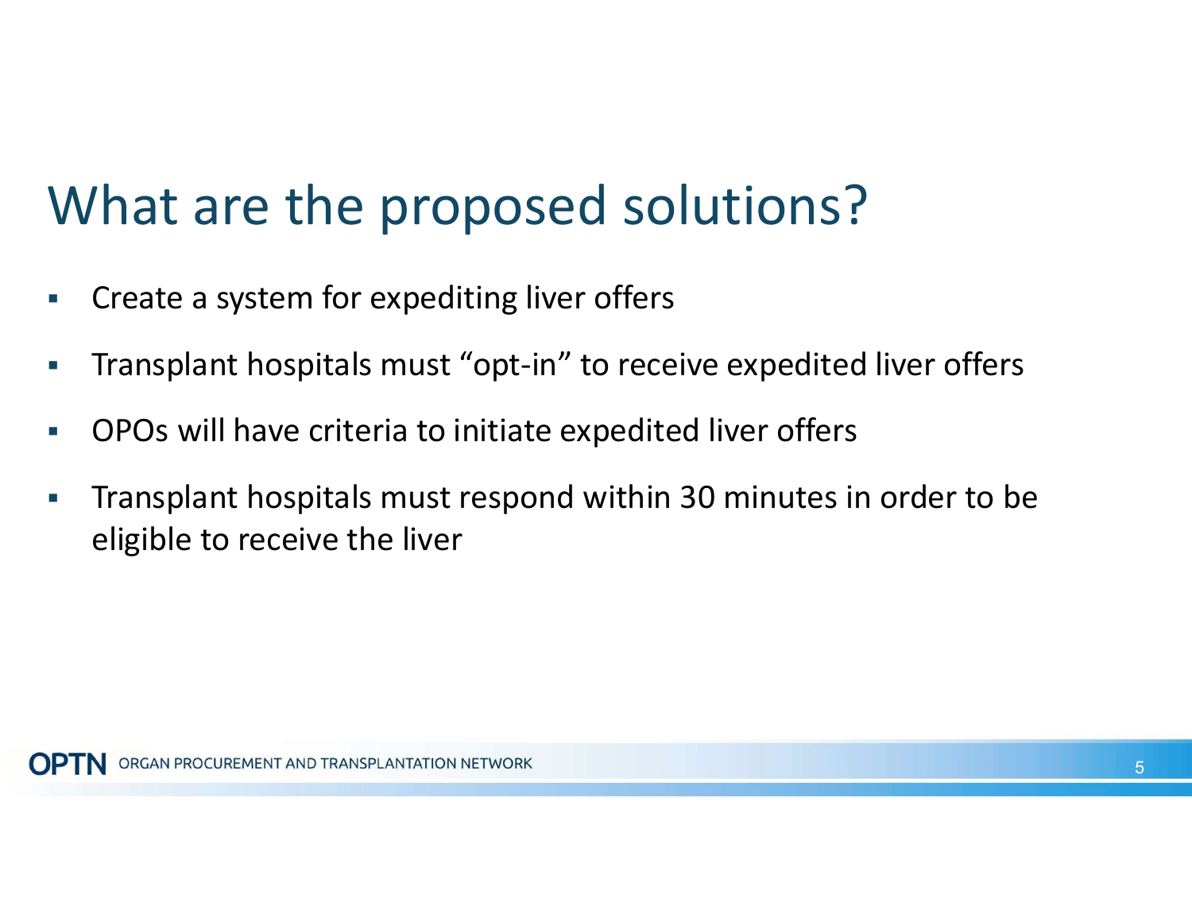# What are the proposed solutions?

- Create a system for expediting liver offers
- Transplant hospitals must “opt-in” to receive expedited liver offers
- OPOs will have criteria to initiate expedited liver offers
- Transplant hospitals must respond within 30 minutes in order to be eligible to receive the liver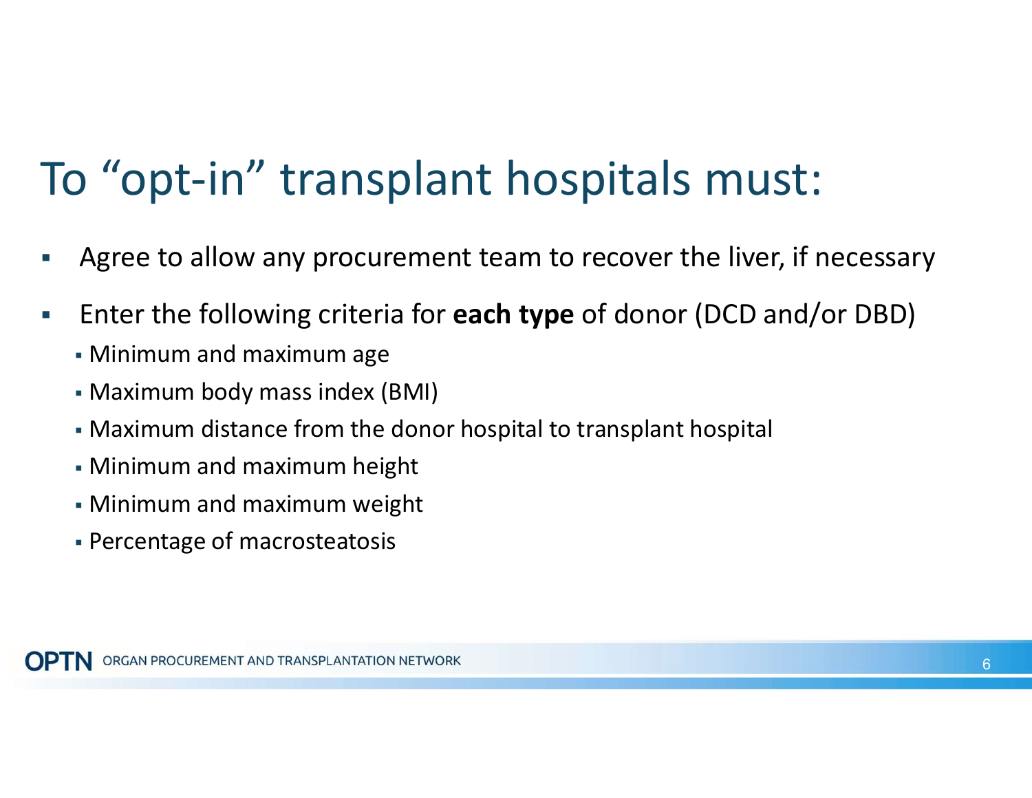# To "opt-in" transplant hospitals must:

- Agree to allow any procurement team to recover the liver, if necessary
- Enter the following criteria for **each type** of donor (DCD and/or DBD)
  - Minimum and maximum age
  - Maximum body mass index (BMI)
  - Maximum distance from the donor hospital to transplant hospital
  - Minimum and maximum height
  - Minimum and maximum weight
  - Percentage of macrosteatosis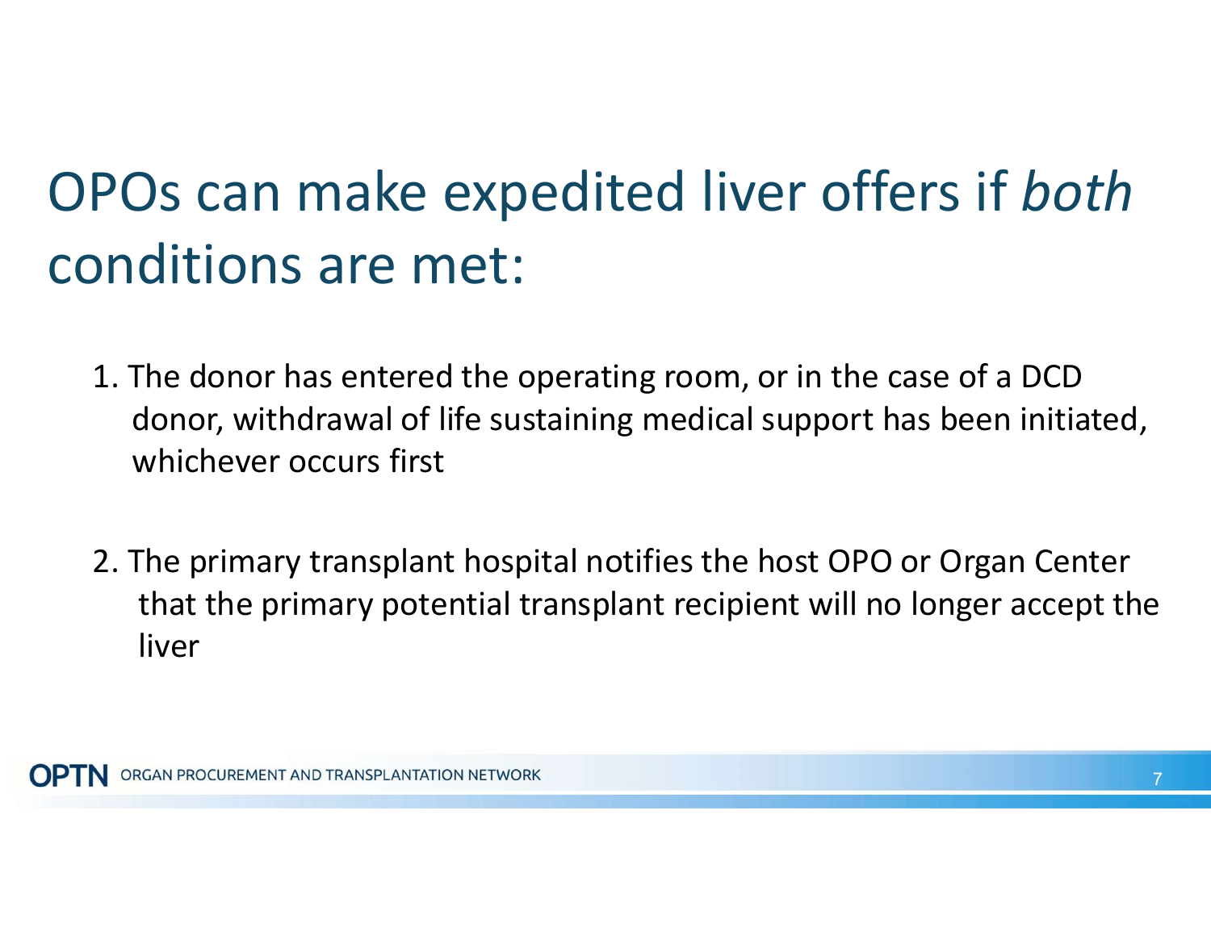# OPOs can make expedited liver offers if *both* conditions are met:

1. The donor has entered the operating room, or in the case of a DCD donor, withdrawal of life sustaining medical support has been initiated, whichever occurs first
2. The primary transplant hospital notifies the host OPO or Organ Center that the primary potential transplant recipient will no longer accept the liver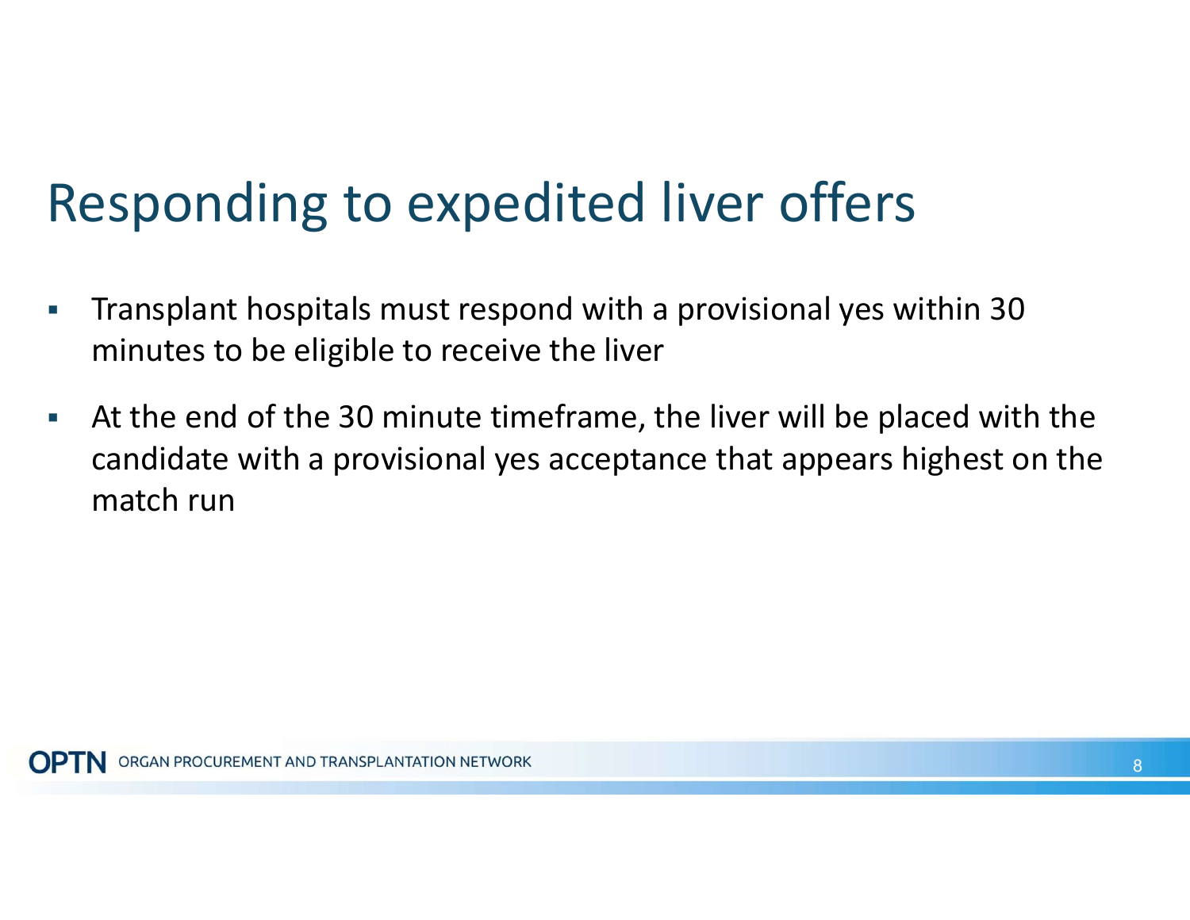# Responding to expedited liver offers

- Transplant hospitals must respond with a provisional yes within 30 minutes to be eligible to receive the liver
- At the end of the 30 minute timeframe, the liver will be placed with the candidate with a provisional yes acceptance that appears highest on the match run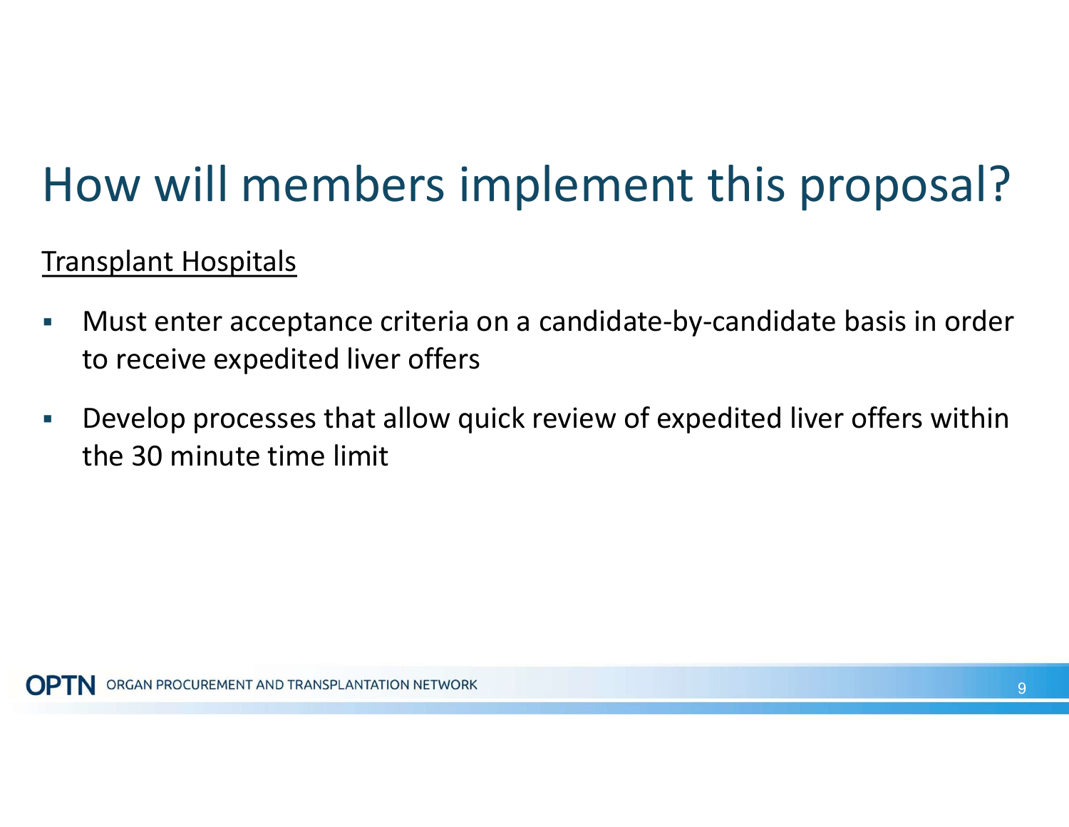# How will members implement this proposal?

<u>Transplant Hospitals</u>

- Must enter acceptance criteria on a candidate-by-candidate basis in order to receive expedited liver offers
- Develop processes that allow quick review of expedited liver offers within the 30 minute time limit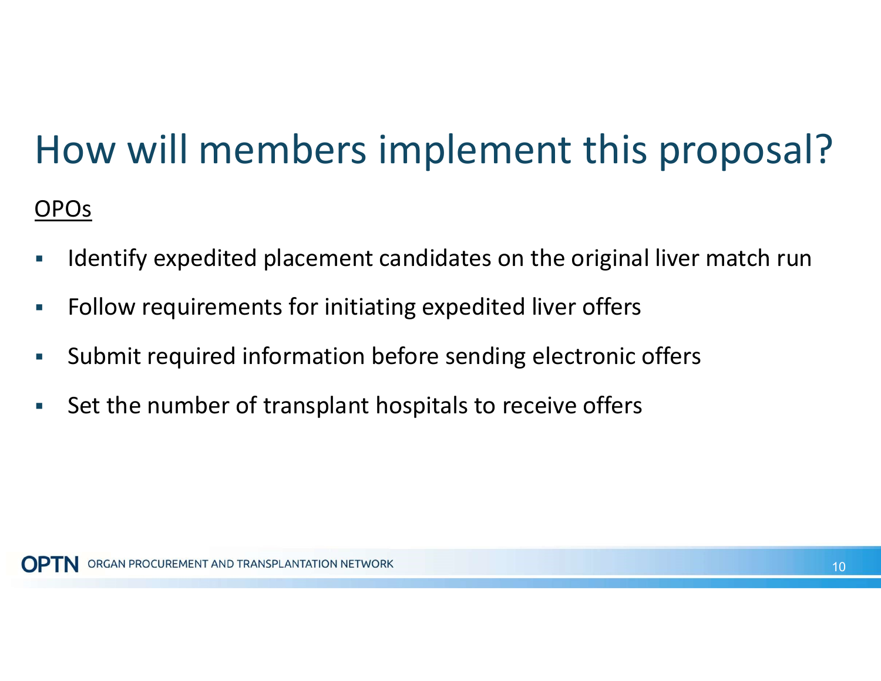# How will members implement this proposal?

OPOs

- Identify expedited placement candidates on the original liver match run
- Follow requirements for initiating expedited liver offers
- Submit required information before sending electronic offers
- Set the number of transplant hospitals to receive offers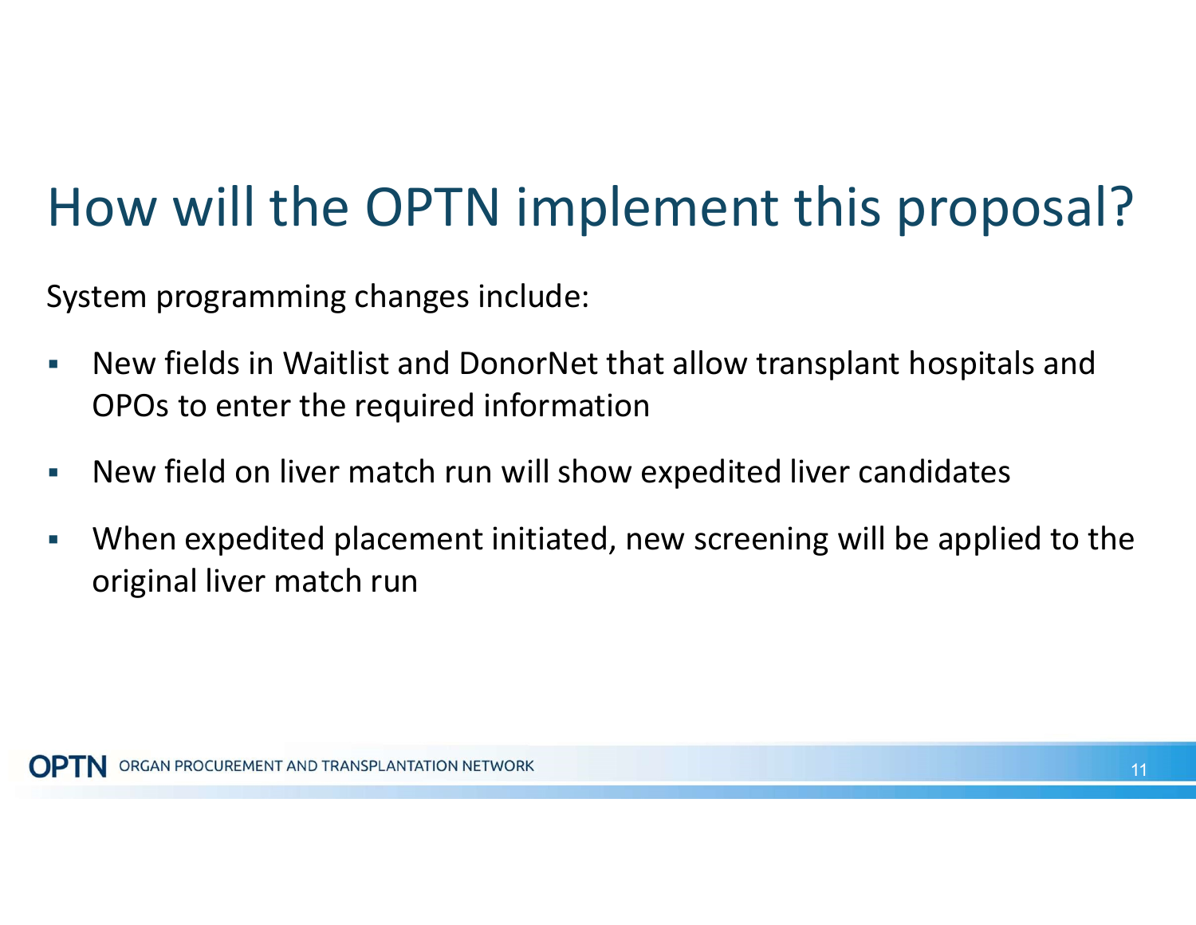# How will the OPTN implement this proposal?

System programming changes include:

- New fields in Waitlist and DonorNet that allow transplant hospitals and OPOs to enter the required information
- New field on liver match run will show expedited liver candidates
- When expedited placement initiated, new screening will be applied to the original liver match run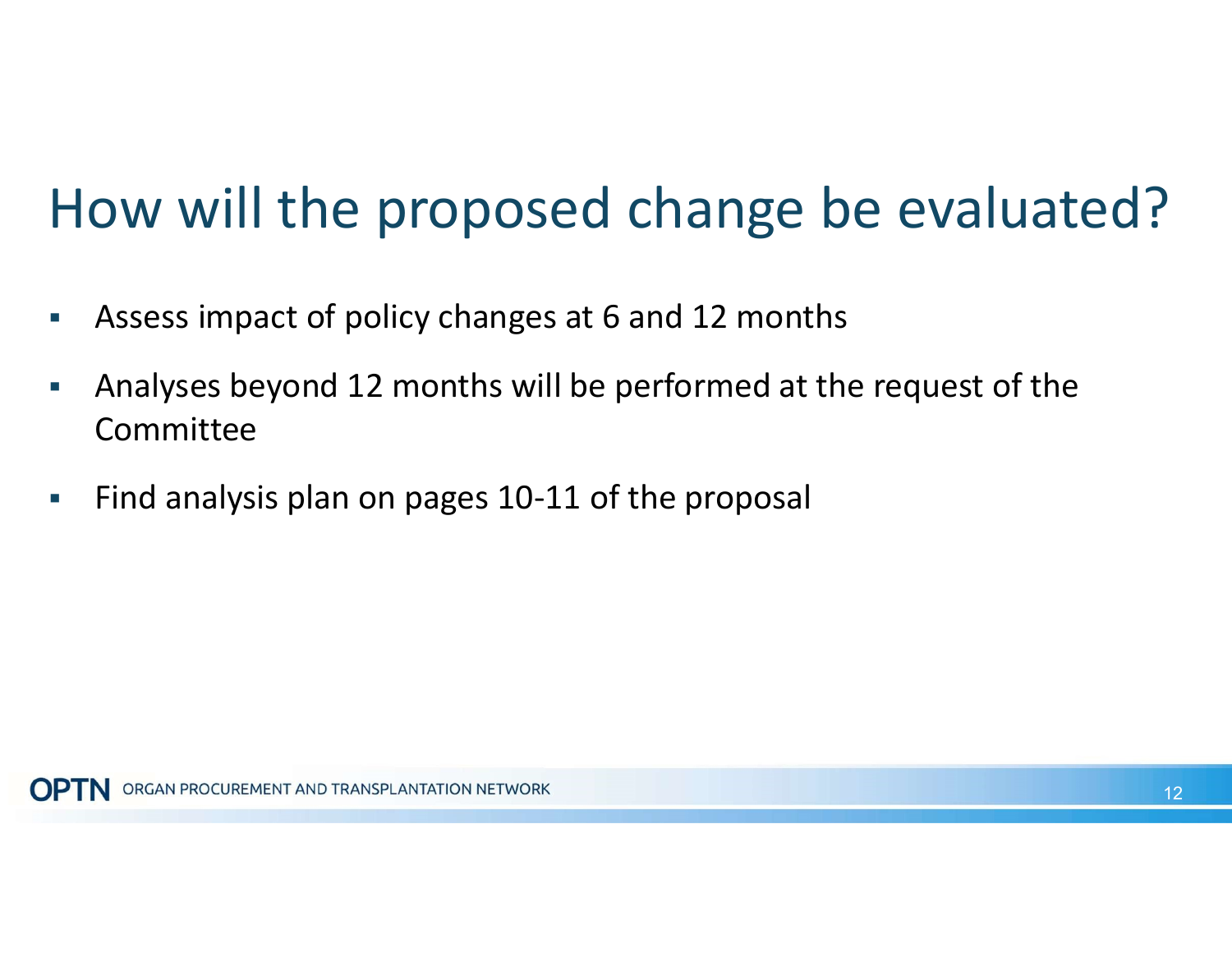# How will the proposed change be evaluated?

- Assess impact of policy changes at 6 and 12 months
- Analyses beyond 12 months will be performed at the request of the Committee
- Find analysis plan on pages 10-11 of the proposal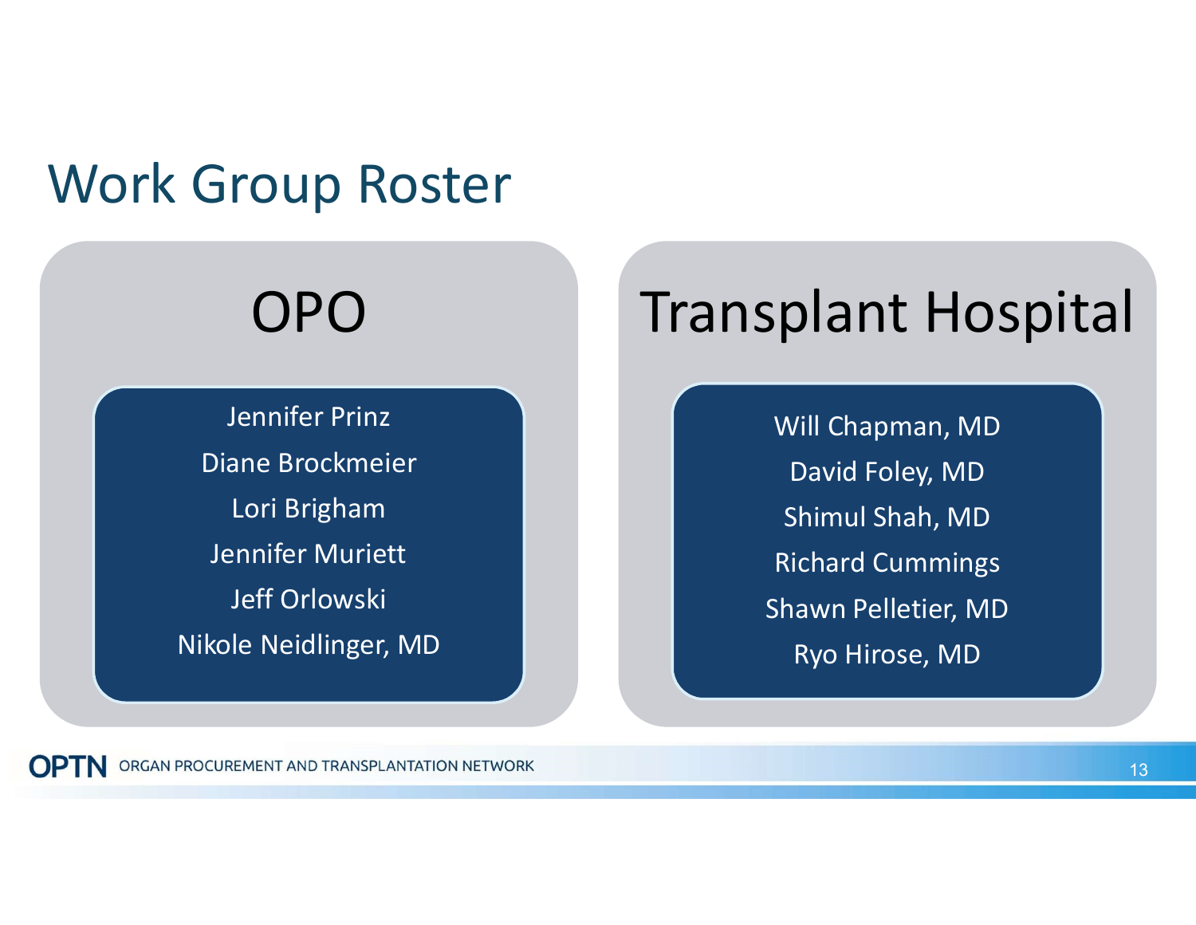# Work Group Roster

## OPO

- Jennifer Prinz
- Diane Brockmeier
- Lori Brigham
- Jennifer Muriett
- Jeff Orlowski
- Nikole Neidlinger, MD

## Transplant Hospital

- Will Chapman, MD
- David Foley, MD
- Shimul Shah, MD
- Richard Cummings
- Shawn Pelletier, MD
- Ryo Hirose, MD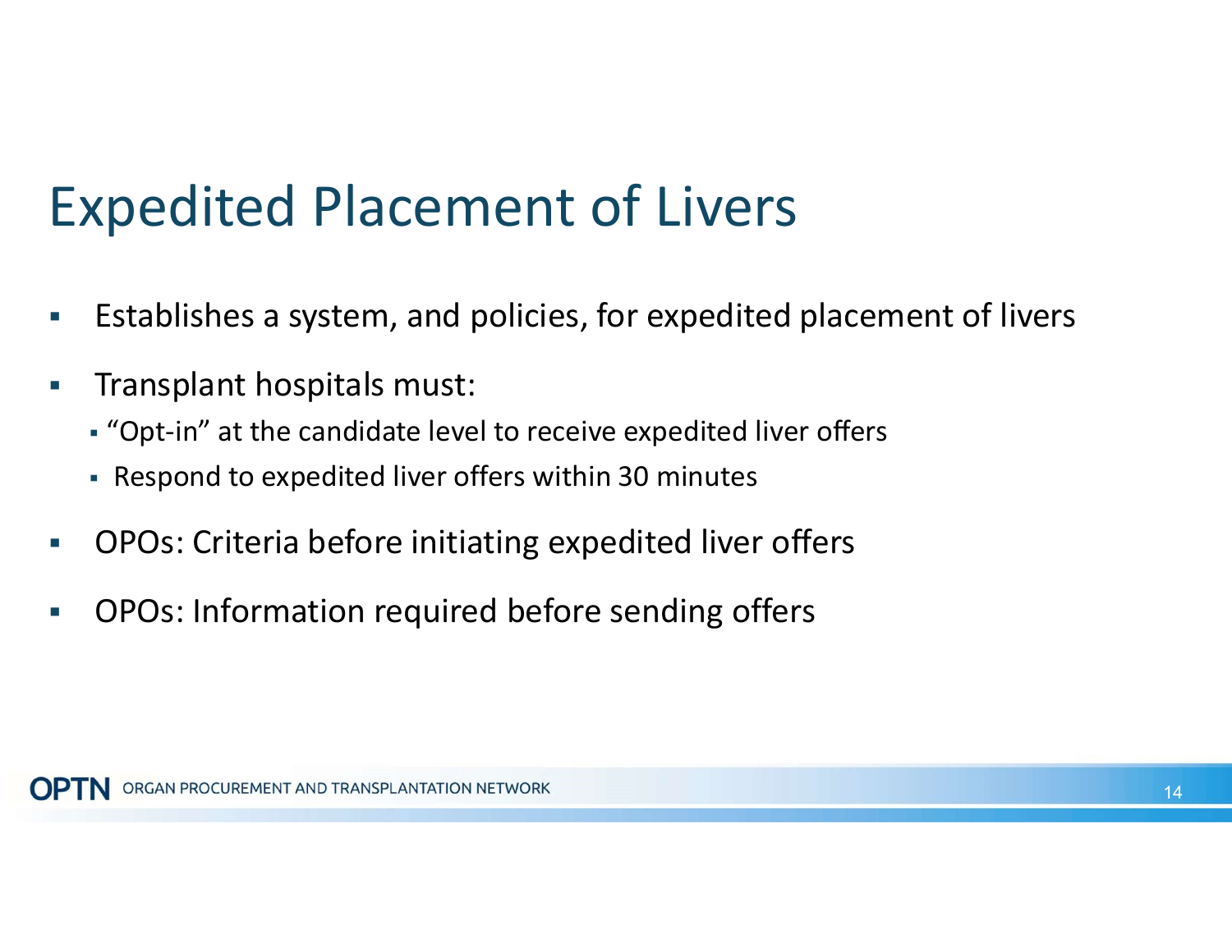# Expedited Placement of Livers

- Establishes a system, and policies, for expedited placement of livers
- Transplant hospitals must:
  - "Opt-in" at the candidate level to receive expedited liver offers
  - Respond to expedited liver offers within 30 minutes
- OPOs: Criteria before initiating expedited liver offers
- OPOs: Information required before sending offers